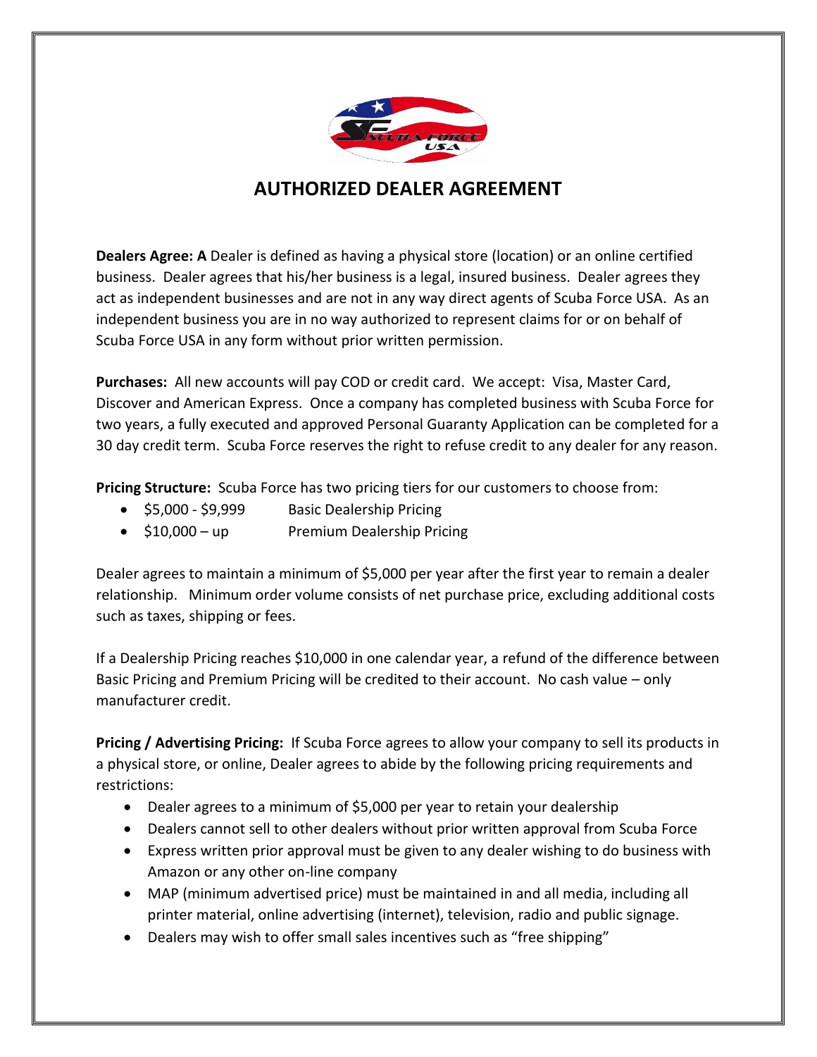# AUTHORIZED DEALER AGREEMENT

**Dealers Agree: A** Dealer is defined as having a physical store (location) or an online certified business. Dealer agrees that his/her business is a legal, insured business. Dealer agrees they act as independent businesses and are not in any way direct agents of Scuba Force USA. As an independent business you are in no way authorized to represent claims for or on behalf of Scuba Force USA in any form without prior written permission.

**Purchases:** All new accounts will pay COD or credit card. We accept: Visa, Master Card, Discover and American Express. Once a company has completed business with Scuba Force for two years, a fully executed and approved Personal Guaranty Application can be completed for a 30 day credit term. Scuba Force reserves the right to refuse credit to any dealer for any reason.

**Pricing Structure:** Scuba Force has two pricing tiers for our customers to choose from:

- $5,000 - $9,999 Basic Dealership Pricing
- $10,000 – up Premium Dealership Pricing

Dealer agrees to maintain a minimum of $5,000 per year after the first year to remain a dealer relationship. Minimum order volume consists of net purchase price, excluding additional costs such as taxes, shipping or fees.

If a Dealership Pricing reaches $10,000 in one calendar year, a refund of the difference between Basic Pricing and Premium Pricing will be credited to their account. No cash value – only manufacturer credit.

**Pricing / Advertising Pricing:** If Scuba Force agrees to allow your company to sell its products in a physical store, or online, Dealer agrees to abide by the following pricing requirements and restrictions:

- Dealer agrees to a minimum of $5,000 per year to retain your dealership
- Dealers cannot sell to other dealers without prior written approval from Scuba Force
- Express written prior approval must be given to any dealer wishing to do business with Amazon or any other on-line company
- MAP (minimum advertised price) must be maintained in and all media, including all printer material, online advertising (internet), television, radio and public signage.
- Dealers may wish to offer small sales incentives such as "free shipping"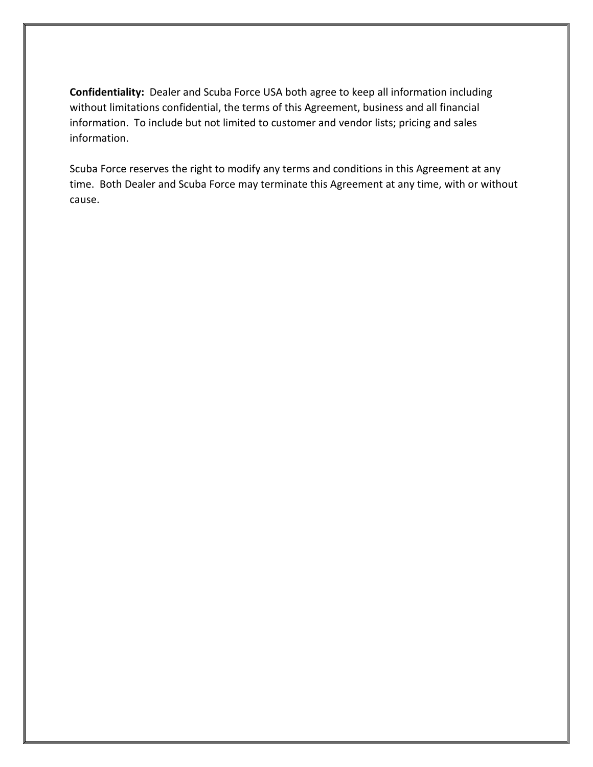**Confidentiality:** Dealer and Scuba Force USA both agree to keep all information including without limitations confidential, the terms of this Agreement, business and all financial information. To include but not limited to customer and vendor lists; pricing and sales information.

Scuba Force reserves the right to modify any terms and conditions in this Agreement at any time. Both Dealer and Scuba Force may terminate this Agreement at any time, with or without cause.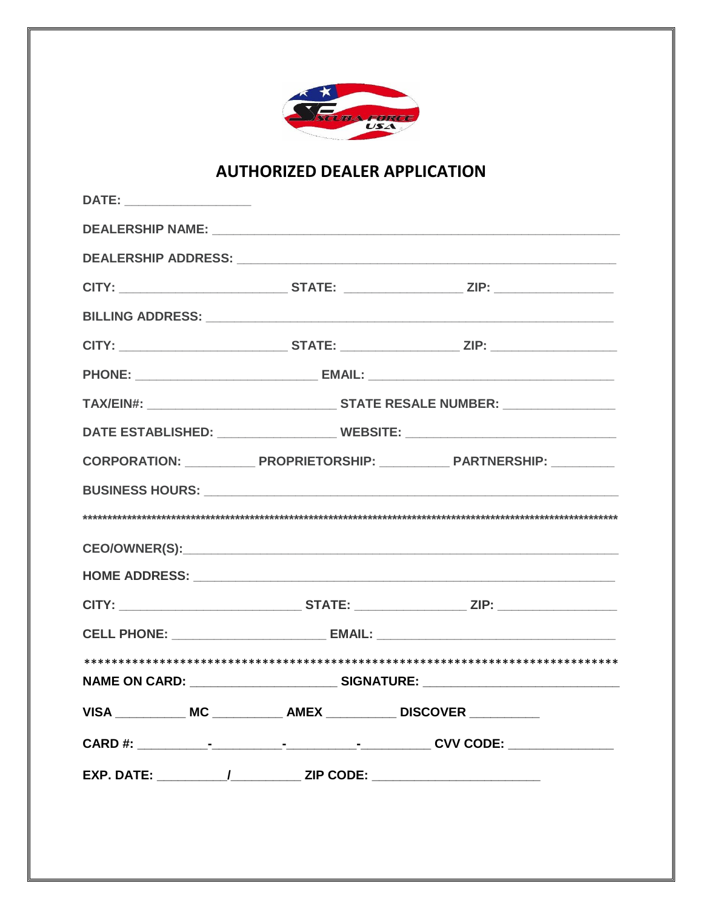# AUTHORIZED DEALER APPLICATION

DATE: ____________________

DEALERSHIP NAME: ______________________________________________________________

DEALERSHIP ADDRESS: ___________________________________________________________

CITY: __________________________ STATE: __________________ ZIP: __________________

BILLING ADDRESS: _______________________________________________________________

CITY: __________________________ STATE: __________________ ZIP: __________________

PHONE: ___________________________ EMAIL: _____________________________________

TAX/EIN#: ____________________________ STATE RESALE NUMBER: _________________

DATE ESTABLISHED: __________________ WEBSITE: ________________________________

CORPORATION: __________ PROPRIETORSHIP: __________ PARTNERSHIP: _________

BUSINESS HOURS: ________________________________________________________________

**********************************************************************************************************

CEO/OWNER(S):_________________________________________________________________

HOME ADDRESS: _________________________________________________________________

CITY: ____________________________ STATE: _________________ ZIP: _________________

CELL PHONE: ______________________ EMAIL: __________________________________

**********************************************************************************************************

NAME ON CARD: _______________________ SIGNATURE: ____________________________

VISA __________ MC __________ AMEX __________ DISCOVER __________

CARD #: __________-__________-__________-__________ CVV CODE: _______________

EXP. DATE: __________/__________ ZIP CODE: _________________________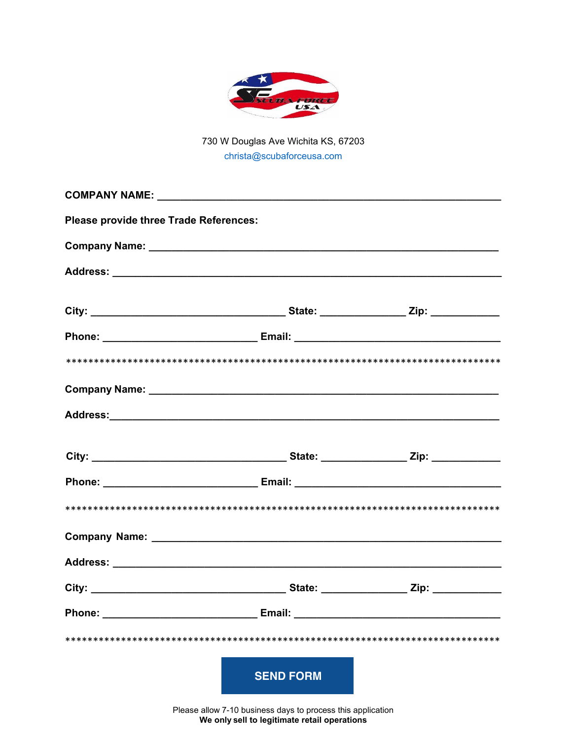730 W Douglas Ave Wichita KS, 67203

christa@scubaforceusa.com

**COMPANY NAME:** ___________________________________________________________

**Please provide three Trade References:**

**Company Name:** ___________________________________________________________

**Address:** ___________________________________________________________

**City:** _________________________________ **State:** ______________ **Zip:** ___________

**Phone:** __________________________ **Email:** __________________________________

*******************************************************************************

**Company Name:** ___________________________________________________________

**Address:**___________________________________________________________

**City:** _________________________________ **State:** ______________ **Zip:** ___________

**Phone:** __________________________ **Email:** __________________________________

*******************************************************************************

**Company Name:** ___________________________________________________________

**Address:** ___________________________________________________________

**City:** _________________________________ **State:** ______________ **Zip:** ___________

**Phone:** __________________________ **Email:** __________________________________

*******************************************************************************

**SEND FORM**

Please allow 7-10 business days to process this application

**We only sell to legitimate retail operations**